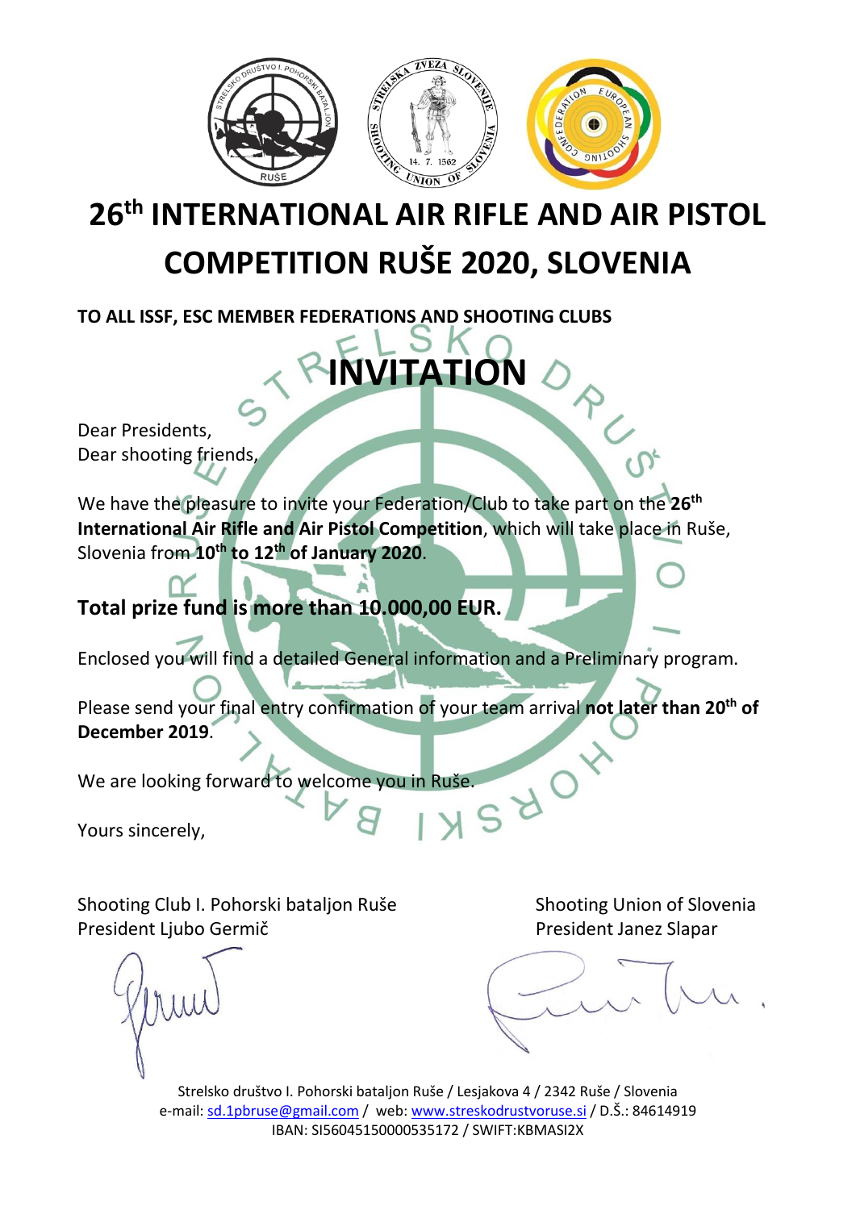# 26th INTERNATIONAL AIR RIFLE AND AIR PISTOL COMPETITION RUŠE 2020, SLOVENIA

**TO ALL ISSF, ESC MEMBER FEDERATIONS AND SHOOTING CLUBS**

## INVITATION

Dear Presidents,
Dear shooting friends,

We have the pleasure to invite your Federation/Club to take part on the **26th International Air Rifle and Air Pistol Competition**, which will take place in Ruše, Slovenia from **10th to 12th of January 2020**.

**Total prize fund is more than 10.000,00 EUR.**

Enclosed you will find a detailed General information and a Preliminary program.

Please send your final entry confirmation of your team arrival **not later than 20th of December 2019**.

We are looking forward to welcome you in Ruše.

Yours sincerely,

Shooting Club I. Pohorski bataljon Ruše
President Ljubo Germič

Shooting Union of Slovenia
President Janez Slapar

Strelsko društvo I. Pohorski bataljon Ruše / Lesjakova 4 / 2342 Ruše / Slovenia
e-mail: sd.1pbruse@gmail.com / web: www.streskodrustvoruse.si / D.Š.: 84614919
IBAN: SI56045150000535172 / SWIFT:KBMASI2X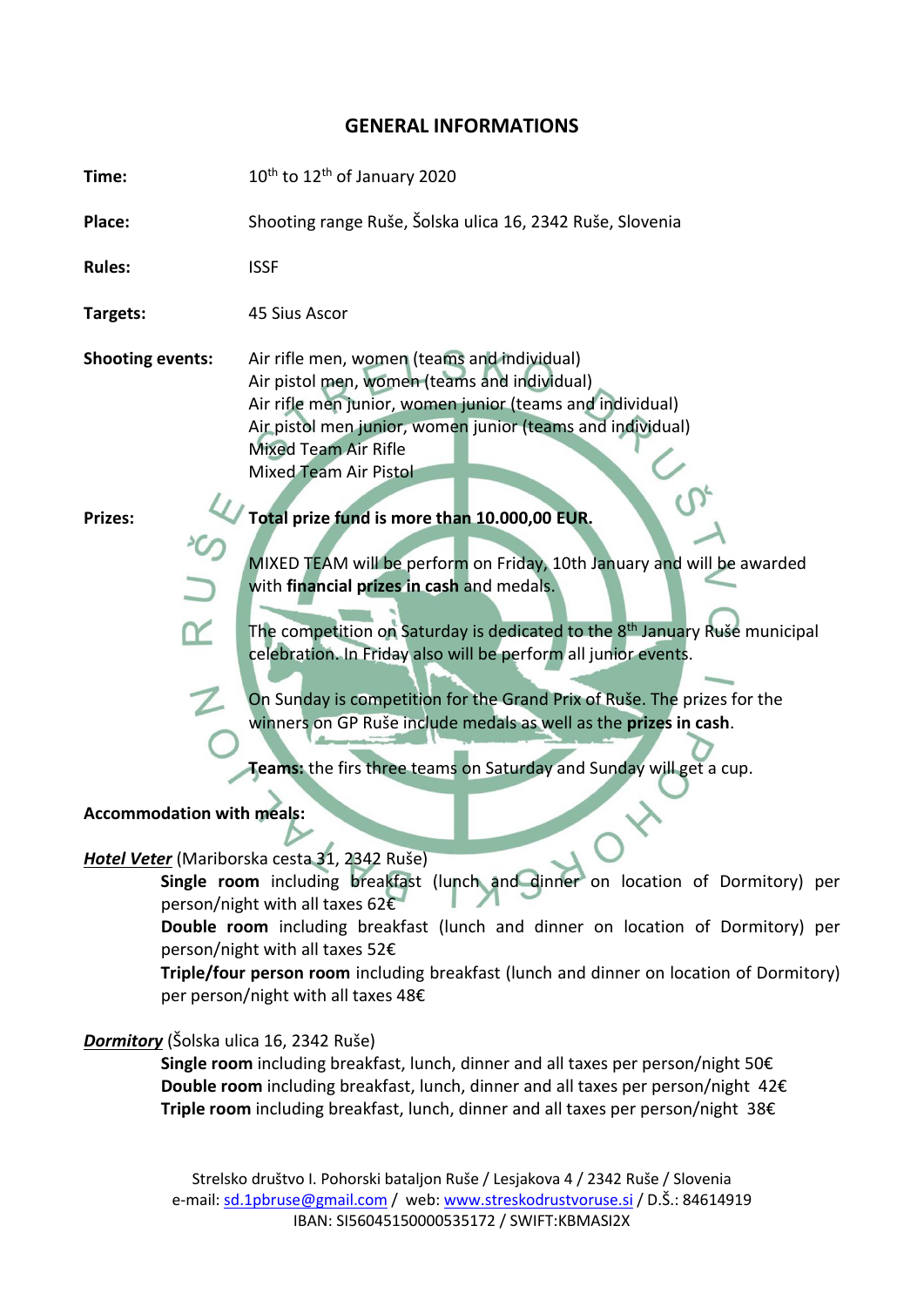# GENERAL INFORMATIONS

**Time:** 10th to 12th of January 2020

**Place:** Shooting range Ruše, Šolska ulica 16, 2342 Ruše, Slovenia

**Rules:** ISSF

**Targets:** 45 Sius Ascor

**Shooting events:**
Air rifle men, women (teams and individual)
Air pistol men, women (teams and individual)
Air rifle men junior, women junior (teams and individual)
Air pistol men junior, women junior (teams and individual)
Mixed Team Air Rifle
Mixed Team Air Pistol

**Prizes:** **Total prize fund is more than 10.000,00 EUR.**

MIXED TEAM will be perform on Friday, 10th January and will be awarded with **financial prizes in cash** and medals.

The competition on Saturday is dedicated to the 8th January Ruše municipal celebration. In Friday also will be perform all junior events.

On Sunday is competition for the Grand Prix of Ruše. The prizes for the winners on GP Ruše include medals as well as the **prizes in cash**.

**Teams:** the firs three teams on Saturday and Sunday will get a cup.

**Accommodation with meals:**

***Hotel Veter*** (Mariborska cesta 31, 2342 Ruše)

**Single room** including breakfast (lunch and dinner on location of Dormitory) per person/night with all taxes 62€
**Double room** including breakfast (lunch and dinner on location of Dormitory) per person/night with all taxes 52€
**Triple/four person room** including breakfast (lunch and dinner on location of Dormitory) per person/night with all taxes 48€

***Dormitory*** (Šolska ulica 16, 2342 Ruše)

**Single room** including breakfast, lunch, dinner and all taxes per person/night 50€
**Double room** including breakfast, lunch, dinner and all taxes per person/night 42€
**Triple room** including breakfast, lunch, dinner and all taxes per person/night 38€

Strelsko društvo I. Pohorski bataljon Ruše / Lesjakova 4 / 2342 Ruše / Slovenia
e-mail: sd.1pbruse@gmail.com / web: www.streskodrustvoruse.si / D.Š.: 84614919
IBAN: SI56045150000535172 / SWIFT:KBMASI2X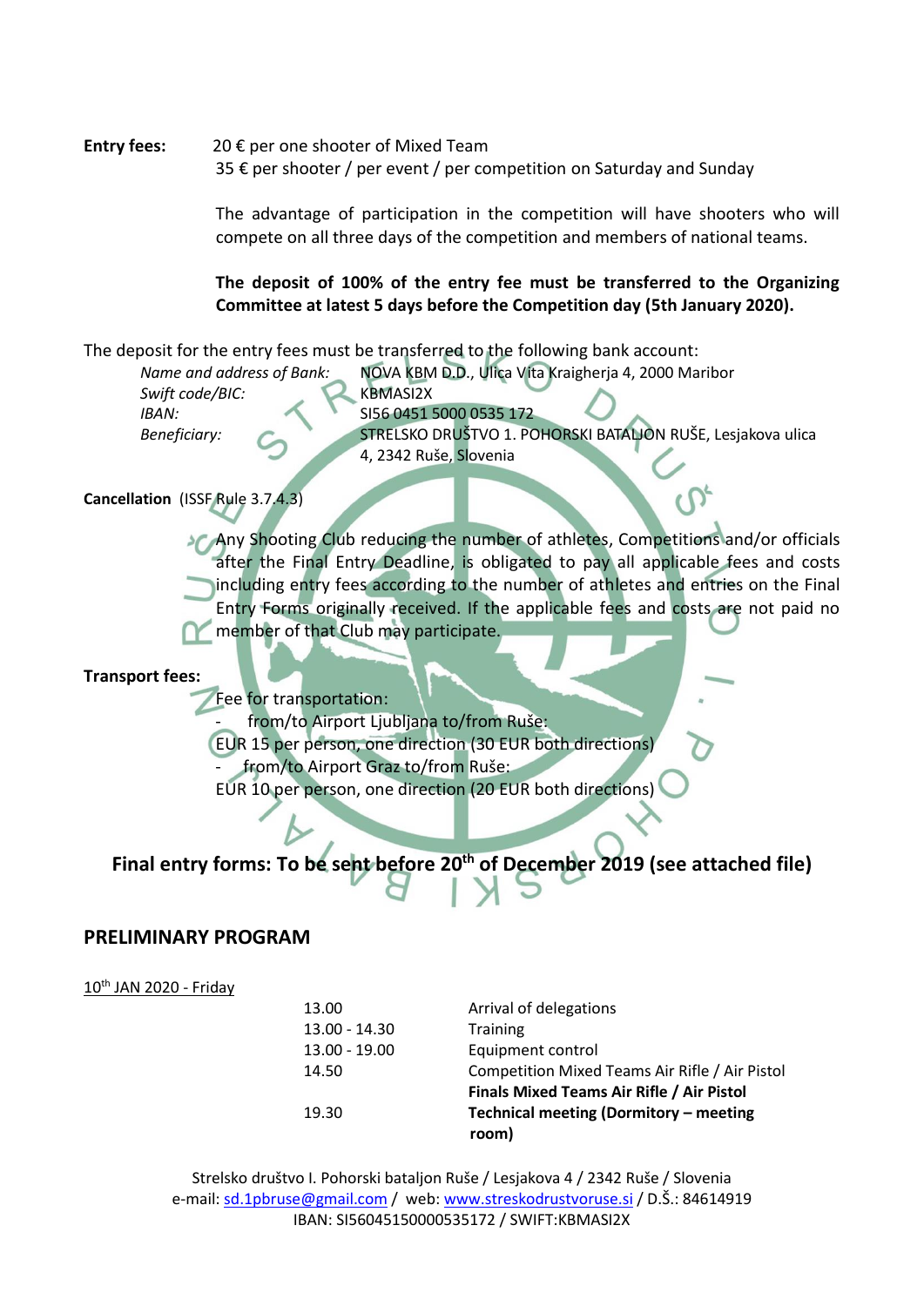**Entry fees:** 20 € per one shooter of Mixed Team
35 € per shooter / per event / per competition on Saturday and Sunday

The advantage of participation in the competition will have shooters who will compete on all three days of the competition and members of national teams.

**The deposit of 100% of the entry fee must be transferred to the Organizing Committee at latest 5 days before the Competition day (5th January 2020).**

The deposit for the entry fees must be transferred to the following bank account:

| | |
|---|---|
| *Name and address of Bank:* | NOVA KBM D.D., Ulica Vita Kraigherja 4, 2000 Maribor |
| *Swift code/BIC:* | KBMASI2X |
| *IBAN:* | SI56 0451 5000 0535 172 |
| *Beneficiary:* | STRELSKO DRUŠTVO 1. POHORSKI BATALJON RUŠE, Lesjakova ulica 4, 2342 Ruše, Slovenia |

**Cancellation** (ISSF Rule 3.7.4.3)

Any Shooting Club reducing the number of athletes, Competitions and/or officials after the Final Entry Deadline, is obligated to pay all applicable fees and costs including entry fees according to the number of athletes and entries on the Final Entry Forms originally received. If the applicable fees and costs are not paid no member of that Club may participate.

**Transport fees:**

Fee for transportation:
- from/to Airport Ljubljana to/from Ruše:

EUR 15 per person, one direction (30 EUR both directions)
- from/to Airport Graz to/from Ruše:

EUR 10 per person, one direction (20 EUR both directions)

**Final entry forms: To be sent before 20th of December 2019 (see attached file)**

## PRELIMINARY PROGRAM

10th JAN 2020 - Friday

| | |
|---|---|
| 13.00 | Arrival of delegations |
| 13.00 - 14.30 | Training |
| 13.00 - 19.00 | Equipment control |
| 14.50 | Competition Mixed Teams Air Rifle / Air Pistol |
| | **Finals Mixed Teams Air Rifle / Air Pistol** |
| 19.30 | **Technical meeting (Dormitory – meeting room)** |

Strelsko društvo I. Pohorski bataljon Ruše / Lesjakova 4 / 2342 Ruše / Slovenia
e-mail: sd.1pbruse@gmail.com / web: www.streskodrustvoruse.si / D.Š.: 84614919
IBAN: SI56045150000535172 / SWIFT:KBMASI2X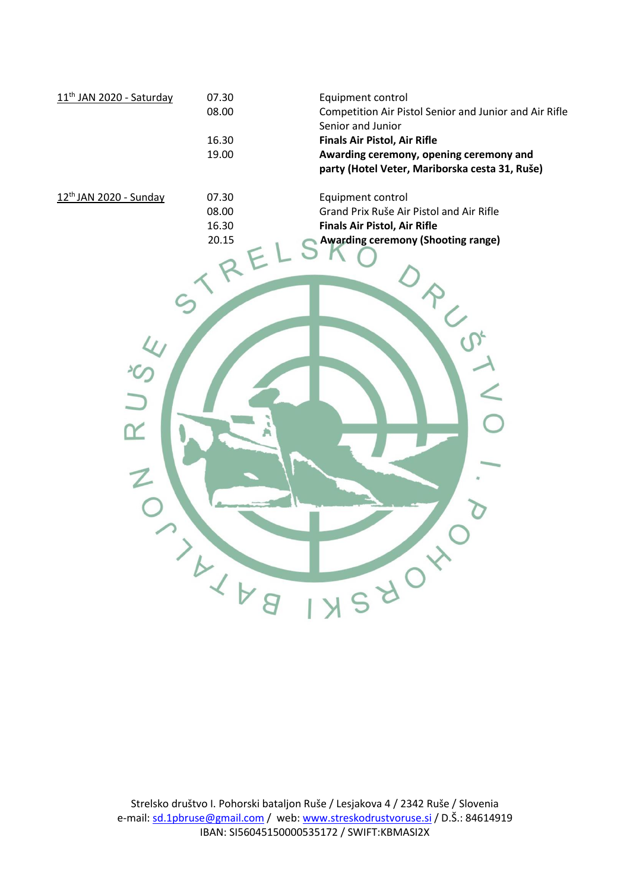| | | |
|---|---|---|
| 11th JAN 2020 - Saturday | 07.30 | Equipment control |
| | 08.00 | Competition Air Pistol Senior and Junior and Air Rifle Senior and Junior |
| | 16.30 | **Finals Air Pistol, Air Rifle** |
| | 19.00 | **Awarding ceremony, opening ceremony and party (Hotel Veter, Mariborska cesta 31, Ruše)** |
| 12th JAN 2020 - Sunday | 07.30 | Equipment control |
| | 08.00 | Grand Prix Ruše Air Pistol and Air Rifle |
| | 16.30 | **Finals Air Pistol, Air Rifle** |
| | 20.15 | **Awarding ceremony (Shooting range)** |

STRELSKO DRUŠTVO I. POHORSKI BATALJON RUŠE

Strelsko društvo I. Pohorski bataljon Ruše / Lesjakova 4 / 2342 Ruše / Slovenia
e-mail: sd.1pbruse@gmail.com / web: www.streskodrustvoruse.si / D.Š.: 84614919
IBAN: SI56045150000535172 / SWIFT:KBMASI2X